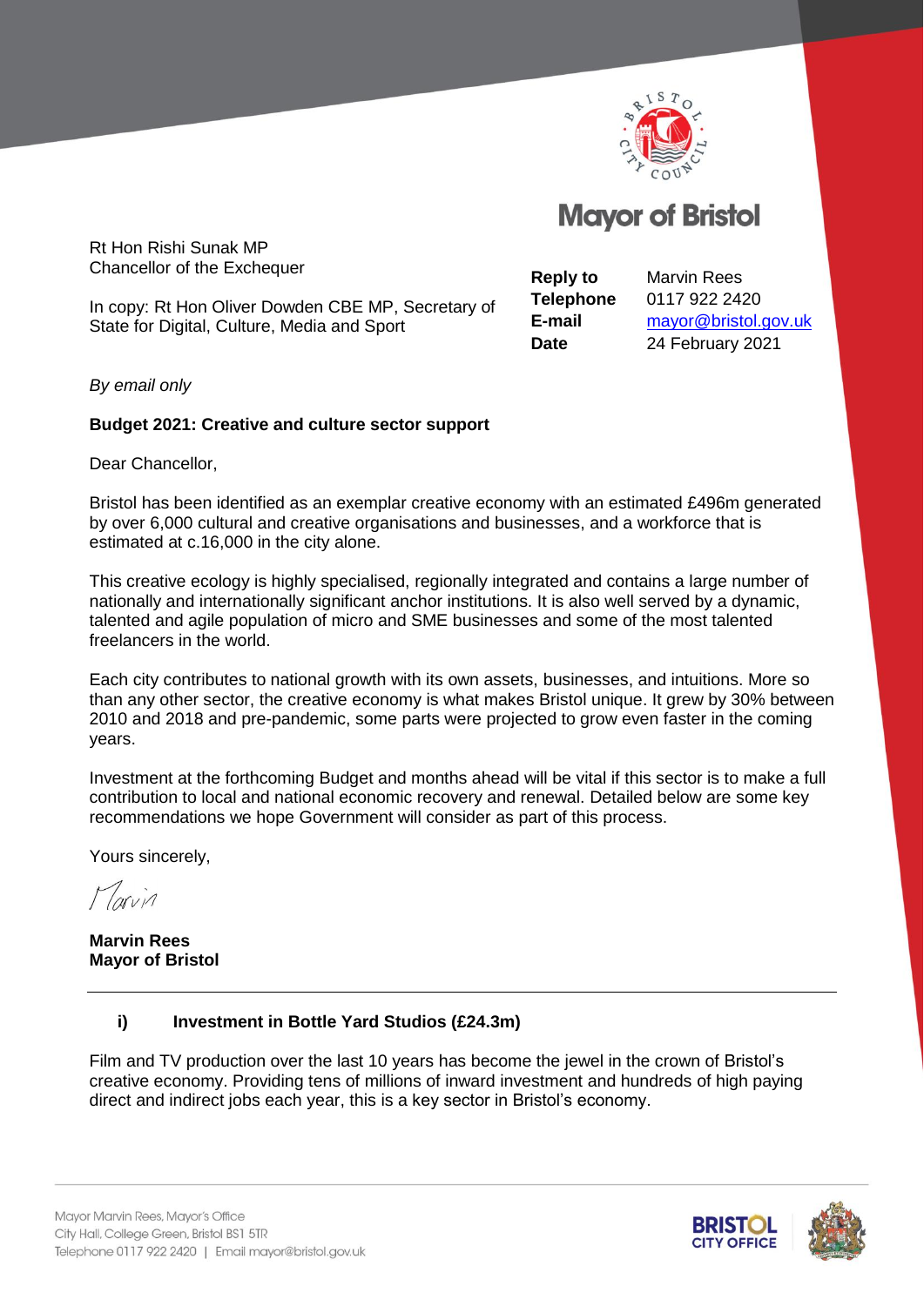**Mayor of Bristol**

Rt Hon Rishi Sunak MP
Chancellor of the Exchequer

In copy: Rt Hon Oliver Dowden CBE MP, Secretary of State for Digital, Culture, Media and Sport

| | |
|---|---|
| **Reply to** | Marvin Rees |
| **Telephone** | 0117 922 2420 |
| **E-mail** | mayor@bristol.gov.uk |
| **Date** | 24 February 2021 |

*By email only*

**Budget 2021: Creative and culture sector support**

Dear Chancellor,

Bristol has been identified as an exemplar creative economy with an estimated £496m generated by over 6,000 cultural and creative organisations and businesses, and a workforce that is estimated at c.16,000 in the city alone.

This creative ecology is highly specialised, regionally integrated and contains a large number of nationally and internationally significant anchor institutions. It is also well served by a dynamic, talented and agile population of micro and SME businesses and some of the most talented freelancers in the world.

Each city contributes to national growth with its own assets, businesses, and intuitions. More so than any other sector, the creative economy is what makes Bristol unique. It grew by 30% between 2010 and 2018 and pre-pandemic, some parts were projected to grow even faster in the coming years.

Investment at the forthcoming Budget and months ahead will be vital if this sector is to make a full contribution to local and national economic recovery and renewal. Detailed below are some key recommendations we hope Government will consider as part of this process.

Yours sincerely,

Marvin

**Marvin Rees**
**Mayor of Bristol**

---

### i) Investment in Bottle Yard Studios (£24.3m)

Film and TV production over the last 10 years has become the jewel in the crown of Bristol's creative economy. Providing tens of millions of inward investment and hundreds of high paying direct and indirect jobs each year, this is a key sector in Bristol's economy.

Mayor Marvin Rees, Mayor's Office
City Hall, College Green, Bristol BS1 5TR
Telephone 0117 922 2420 | Email mayor@bristol.gov.uk

BRISTOL CITY OFFICE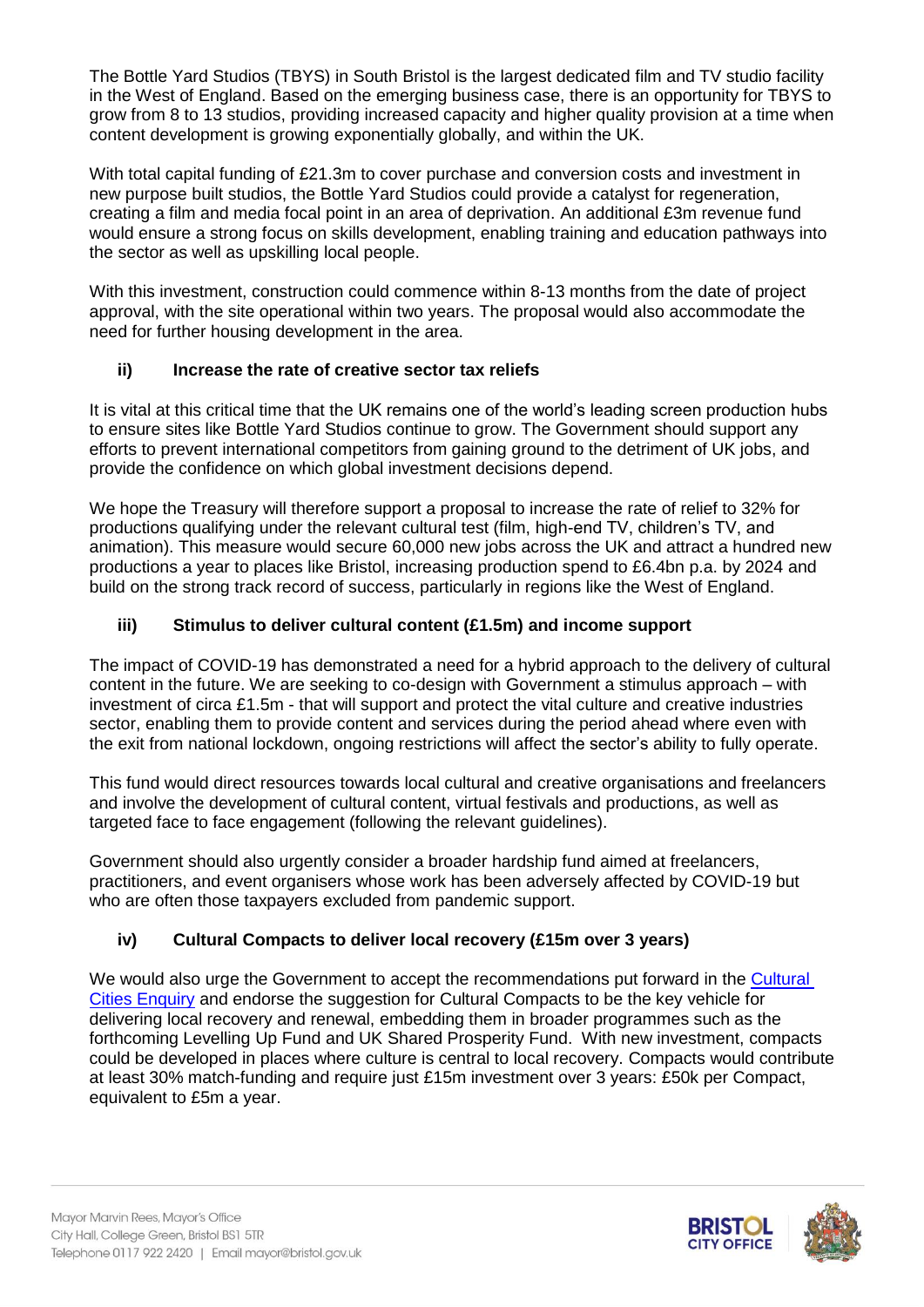The Bottle Yard Studios (TBYS) in South Bristol is the largest dedicated film and TV studio facility in the West of England. Based on the emerging business case, there is an opportunity for TBYS to grow from 8 to 13 studios, providing increased capacity and higher quality provision at a time when content development is growing exponentially globally, and within the UK.

With total capital funding of £21.3m to cover purchase and conversion costs and investment in new purpose built studios, the Bottle Yard Studios could provide a catalyst for regeneration, creating a film and media focal point in an area of deprivation. An additional £3m revenue fund would ensure a strong focus on skills development, enabling training and education pathways into the sector as well as upskilling local people.

With this investment, construction could commence within 8-13 months from the date of project approval, with the site operational within two years. The proposal would also accommodate the need for further housing development in the area.

### ii) Increase the rate of creative sector tax reliefs

It is vital at this critical time that the UK remains one of the world's leading screen production hubs to ensure sites like Bottle Yard Studios continue to grow. The Government should support any efforts to prevent international competitors from gaining ground to the detriment of UK jobs, and provide the confidence on which global investment decisions depend.

We hope the Treasury will therefore support a proposal to increase the rate of relief to 32% for productions qualifying under the relevant cultural test (film, high-end TV, children's TV, and animation). This measure would secure 60,000 new jobs across the UK and attract a hundred new productions a year to places like Bristol, increasing production spend to £6.4bn p.a. by 2024 and build on the strong track record of success, particularly in regions like the West of England.

### iii) Stimulus to deliver cultural content (£1.5m) and income support

The impact of COVID-19 has demonstrated a need for a hybrid approach to the delivery of cultural content in the future. We are seeking to co-design with Government a stimulus approach – with investment of circa £1.5m - that will support and protect the vital culture and creative industries sector, enabling them to provide content and services during the period ahead where even with the exit from national lockdown, ongoing restrictions will affect the sector's ability to fully operate.

This fund would direct resources towards local cultural and creative organisations and freelancers and involve the development of cultural content, virtual festivals and productions, as well as targeted face to face engagement (following the relevant guidelines).

Government should also urgently consider a broader hardship fund aimed at freelancers, practitioners, and event organisers whose work has been adversely affected by COVID-19 but who are often those taxpayers excluded from pandemic support.

### iv) Cultural Compacts to deliver local recovery (£15m over 3 years)

We would also urge the Government to accept the recommendations put forward in the Cultural Cities Enquiry and endorse the suggestion for Cultural Compacts to be the key vehicle for delivering local recovery and renewal, embedding them in broader programmes such as the forthcoming Levelling Up Fund and UK Shared Prosperity Fund. With new investment, compacts could be developed in places where culture is central to local recovery. Compacts would contribute at least 30% match-funding and require just £15m investment over 3 years: £50k per Compact, equivalent to £5m a year.